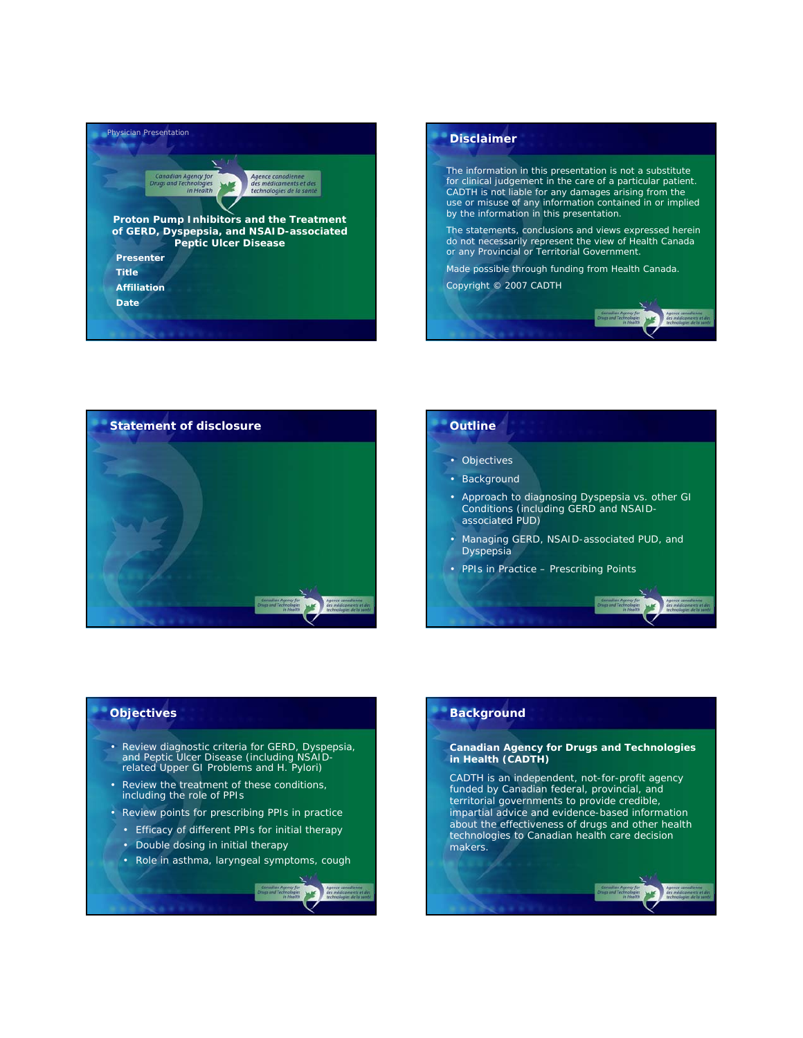Physician Presentation

Canadian Agency for Drugs and Technologies in Health

Agence canadienne des médicaments et des technologies de la santé

**Proton Pump Inhibitors and the Treatment of GERD, Dyspepsia, and NSAID-associated Peptic Ulcer Disease**

**Presenter**

**Title**

**Affiliation**

**Date**

## Disclaimer

The information in this presentation is not a substitute for clinical judgement in the care of a particular patient. CADTH is not liable for any damages arising from the use or misuse of any information contained in or implied by the information in this presentation.

The statements, conclusions and views expressed herein do not necessarily represent the view of Health Canada or any Provincial or Territorial Government.

Made possible through funding from Health Canada.

Copyright © 2007 CADTH

## Statement of disclosure

## Outline

- Objectives
- Background
- Approach to diagnosing Dyspepsia vs. other GI Conditions (including GERD and NSAID-associated PUD)
- Managing GERD, NSAID-associated PUD, and Dyspepsia
- PPIs in Practice – Prescribing Points

## Objectives

- Review diagnostic criteria for GERD, Dyspepsia, and Peptic Ulcer Disease (including NSAID-related Upper GI Problems and H. Pylori)
- Review the treatment of these conditions, including the role of PPIs
- Review points for prescribing PPIs in practice
  - Efficacy of different PPIs for initial therapy
  - Double dosing in initial therapy
  - Role in asthma, laryngeal symptoms, cough

## Background

**Canadian Agency for Drugs and Technologies in Health (CADTH)**

CADTH is an independent, not-for-profit agency funded by Canadian federal, provincial, and territorial governments to provide credible, impartial advice and evidence-based information about the effectiveness of drugs and other health technologies to Canadian health care decision makers.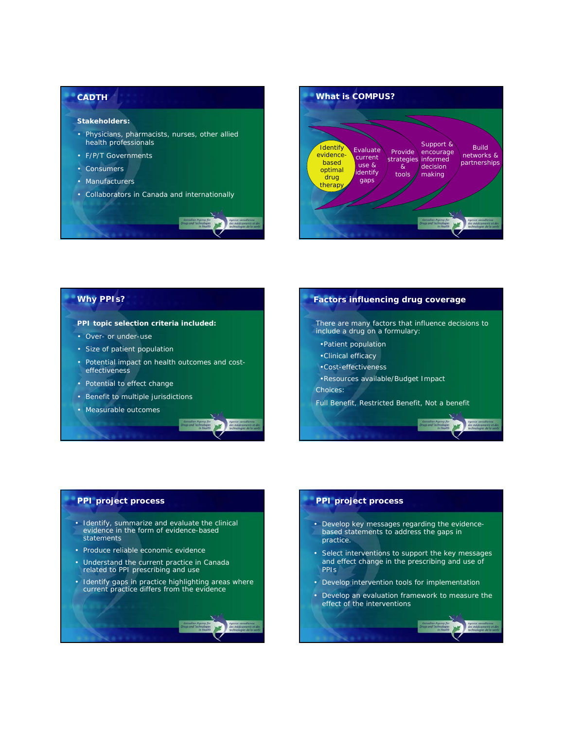## CADTH

**Stakeholders:**

- Physicians, pharmacists, nurses, other allied health professionals
- F/P/T Governments
- Consumers
- Manufacturers
- Collaborators in Canada and internationally

## What is COMPUS?

- Identify evidence-based optimal drug therapy
- Evaluate current use & identify gaps
- Provide strategies & tools
- Support & encourage informed decision making
- Build networks & partnerships

## Why PPIs?

**PPI topic selection criteria included:**

- Over- or under-use
- Size of patient population
- Potential impact on health outcomes and cost-effectiveness
- Potential to effect change
- Benefit to multiple jurisdictions
- Measurable outcomes

## Factors influencing drug coverage

There are many factors that influence decisions to include a drug on a formulary:

- Patient population
- Clinical efficacy
- Cost-effectiveness
- Resources available/Budget Impact

Choices:

Full Benefit, Restricted Benefit, Not a benefit

## PPI project process

- Identify, summarize and evaluate the clinical evidence in the form of evidence-based statements
- Produce reliable economic evidence
- Understand the current practice in Canada related to PPI prescribing and use
- Identify gaps in practice highlighting areas where current practice differs from the evidence

## PPI project process

- Develop key messages regarding the evidence-based statements to address the gaps in practice.
- Select interventions to support the key messages and effect change in the prescribing and use of PPIs
- Develop intervention tools for implementation
- Develop an evaluation framework to measure the effect of the interventions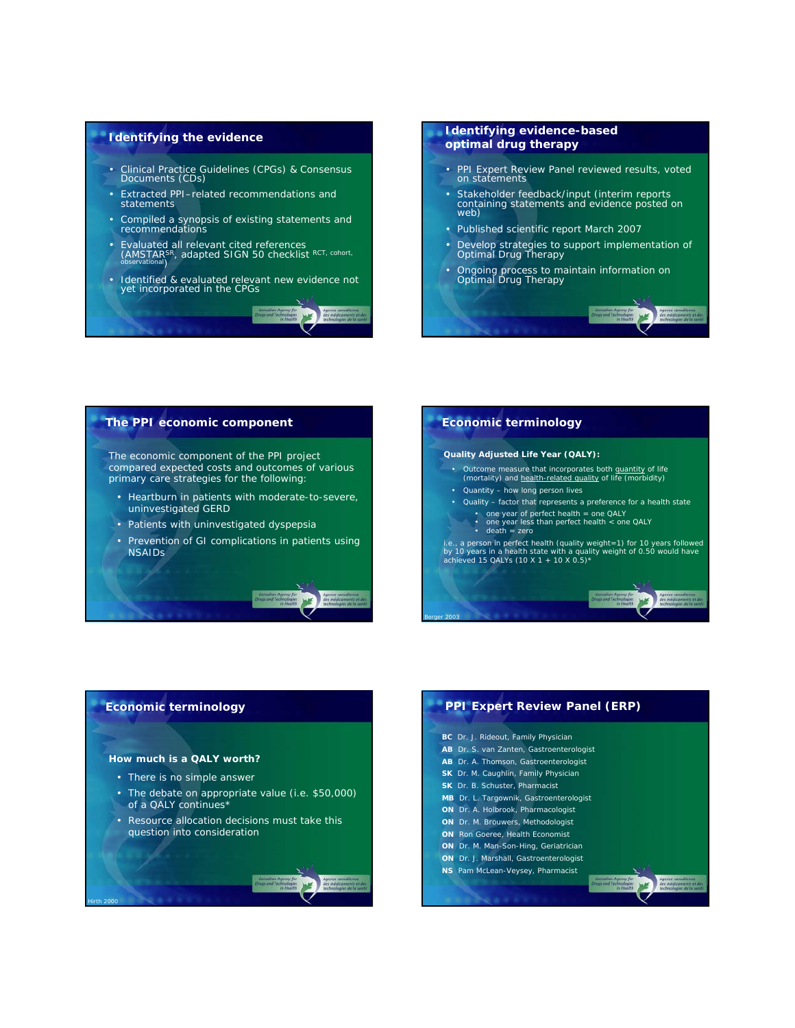## Identifying the evidence

- Clinical Practice Guidelines (CPGs) & Consensus Documents (CDs)
- Extracted PPI–related recommendations and statements
- Compiled a synopsis of existing statements and recommendations
- Evaluated all relevant cited references (AMSTAR[SR], adapted SIGN 50 checklist [RCT, cohort, observational])
- Identified & evaluated relevant new evidence not yet incorporated in the CPGs

## Identifying evidence-based optimal drug therapy

- PPI Expert Review Panel reviewed results, voted on statements
- Stakeholder feedback/input (interim reports containing statements and evidence posted on web)
- Published scientific report March 2007
- Develop strategies to support implementation of Optimal Drug Therapy
- Ongoing process to maintain information on Optimal Drug Therapy

## The PPI economic component

The economic component of the PPI project compared expected costs and outcomes of various primary care strategies for the following:

- Heartburn in patients with moderate-to-severe, uninvestigated GERD
- Patients with uninvestigated dyspepsia
- Prevention of GI complications in patients using NSAIDs

## Economic terminology

**Quality Adjusted Life Year (QALY):**

- Outcome measure that incorporates both quantity of life (mortality) and health-related quality of life (morbidity)
- Quantity – how long person lives
- Quality – factor that represents a preference for a health state
  - one year of perfect health = one QALY
  - one year less than perfect health < one QALY
  - death = zero

i.e., a person in perfect health (quality weight=1) for 10 years followed by 10 years in a health state with a quality weight of 0.50 would have achieved 15 QALYs (10 X 1 + 10 X 0.5)*

Berger 2003

## Economic terminology

**How much is a QALY worth?**

- There is no simple answer
- The debate on appropriate value (i.e. $50,000) of a QALY continues*
- Resource allocation decisions must take this question into consideration

Hirth 2000

## PPI Expert Review Panel (ERP)

**BC** Dr. J. Rideout, Family Physician
**AB** Dr. S. van Zanten, Gastroenterologist
**AB** Dr. A. Thomson, Gastroenterologist
**SK** Dr. M. Caughlin, Family Physician
**SK** Dr. B. Schuster, Pharmacist
**MB** Dr. L. Targownik, Gastroenterologist
**ON** Dr. A. Holbrook, Pharmacologist
**ON** Dr. M. Brouwers, Methodologist
**ON** Ron Goeree, Health Economist
**ON** Dr. M. Man-Son-Hing, Geriatrician
**ON** Dr. J. Marshall, Gastroenterologist
**NS** Pam McLean-Veysey, Pharmacist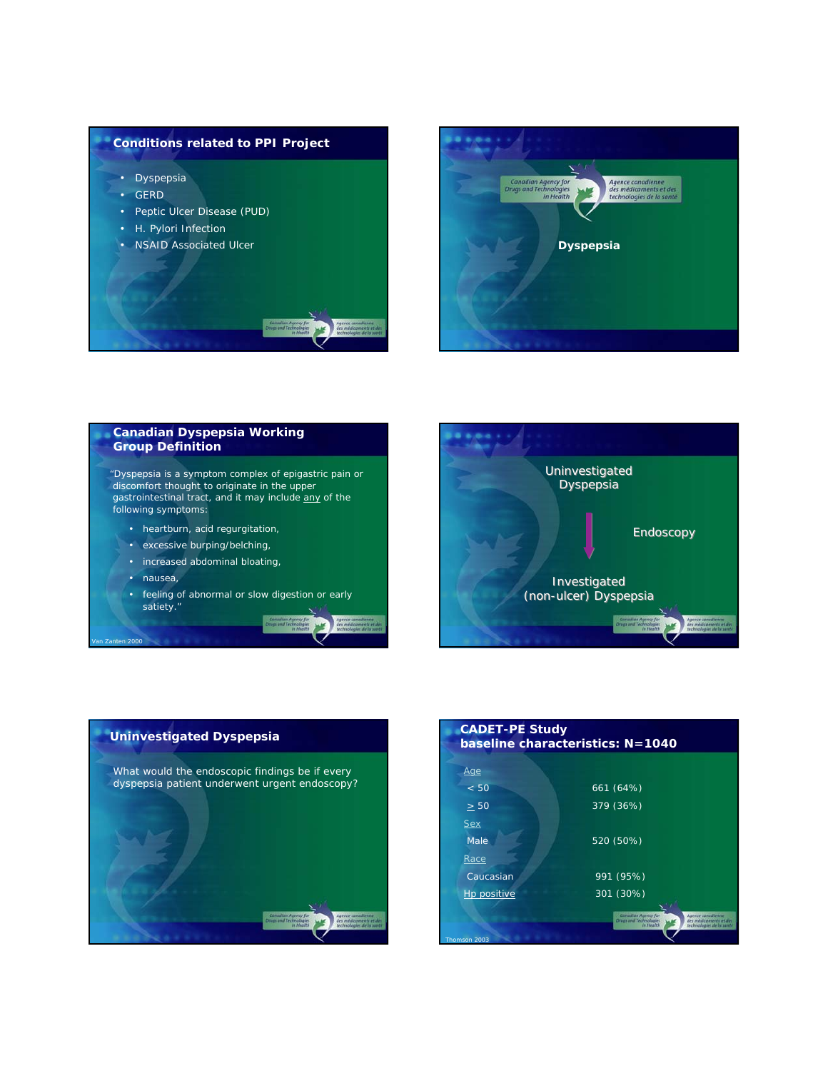## Conditions related to PPI Project

- Dyspepsia
- GERD
- Peptic Ulcer Disease (PUD)
- H. Pylori Infection
- NSAID Associated Ulcer

---

**Dyspepsia**

---

## Canadian Dyspepsia Working Group Definition

"Dyspepsia is a symptom complex of epigastric pain or discomfort thought to originate in the upper gastrointestinal tract, and it may include any of the following symptoms:

- heartburn, acid regurgitation,
- excessive burping/belching,
- increased abdominal bloating,
- nausea,
- feeling of abnormal or slow digestion or early satiety."

Van Zanten 2000

---

Uninvestigated Dyspepsia

↓ Endoscopy

Investigated (non-ulcer) Dyspepsia

---

## Uninvestigated Dyspepsia

What would the endoscopic findings be if every dyspepsia patient underwent urgent endoscopy?

---

## CADET-PE Study baseline characteristics: N=1040

| | |
|---|---|
| Age | |
| < 50 | 661 (64%) |
| ≥ 50 | 379 (36%) |
| Sex | |
| Male | 520 (50%) |
| Race | |
| Caucasian | 991 (95%) |
| Hp positive | 301 (30%) |

Thomson 2003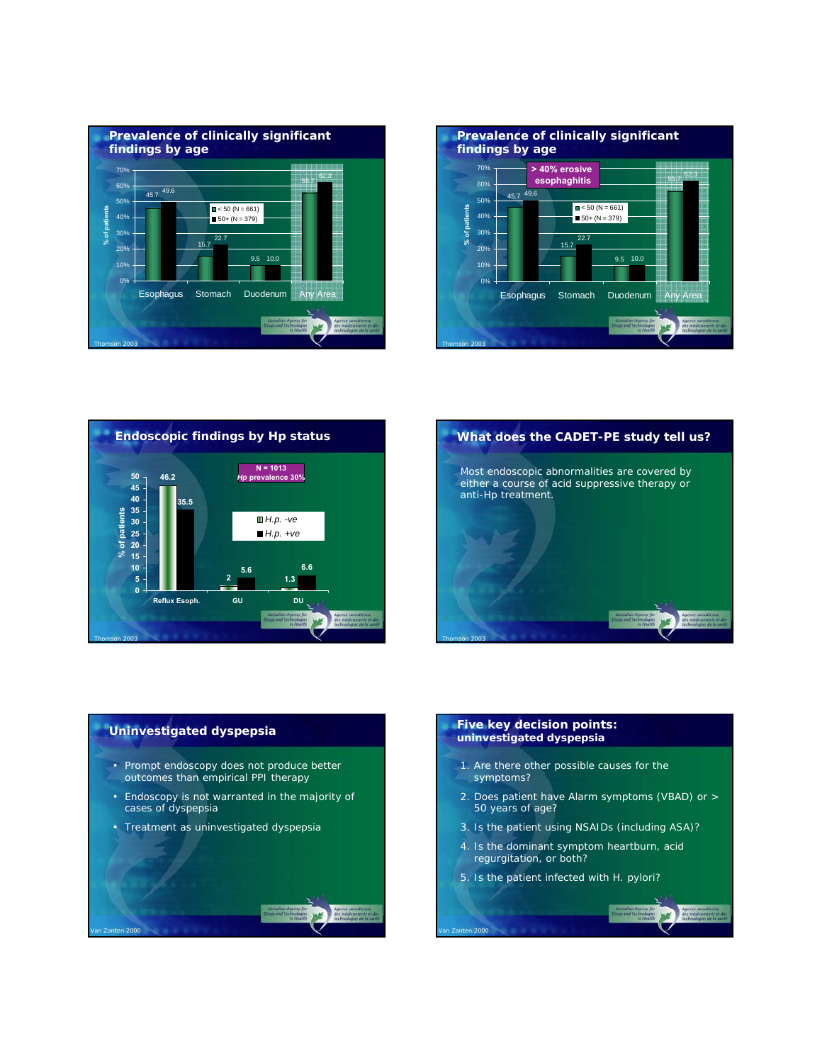## Prevalence of clinically significant findings by age

| | < 50 (N = 661) | 50+ (N = 379) |
|---|---|---|
| Esophagus | 45.7 | 49.6 |
| Stomach | 15.7 | 22.7 |
| Duodenum | 9.5 | 10.0 |
| Any Area | 55.7 | 62.3 |

% of patients

Thomson 2003

## Prevalence of clinically significant findings by age

> 40% erosive esophaghitis

| | < 50 (N = 661) | 50+ (N = 379) |
|---|---|---|
| Esophagus | 45.7 | 49.6 |
| Stomach | 15.7 | 22.7 |
| Duodenum | 9.5 | 10.0 |
| Any Area | 55.7 | 62.3 |

% of patients

Thomson 2003

## Endoscopic findings by Hp status

N = 1013
*Hp* prevalence 30%

| | *H.p.* -ve | *H.p.* +ve |
|---|---|---|
| Reflux Esoph. | 46.2 | 35.5 |
| GU | 2 | 5.6 |
| DU | 1.3 | 6.6 |

% of patients

Thomson 2003

## What does the CADET-PE study tell us?

Most endoscopic abnormalities are covered by either a course of acid suppressive therapy or anti-Hp treatment.

Thomson 2003

## Uninvestigated dyspepsia

- Prompt endoscopy does not produce better outcomes than empirical PPI therapy
- Endoscopy is not warranted in the majority of cases of dyspepsia
- Treatment as uninvestigated dyspepsia

Van Zanten 2000

## Five key decision points: uninvestigated dyspepsia

1. Are there other possible causes for the symptoms?
2. Does patient have Alarm symptoms (VBAD) or > 50 years of age?
3. Is the patient using NSAIDs (including ASA)?
4. Is the dominant symptom heartburn, acid regurgitation, or both?
5. Is the patient infected with H. pylori?

Van Zanten 2000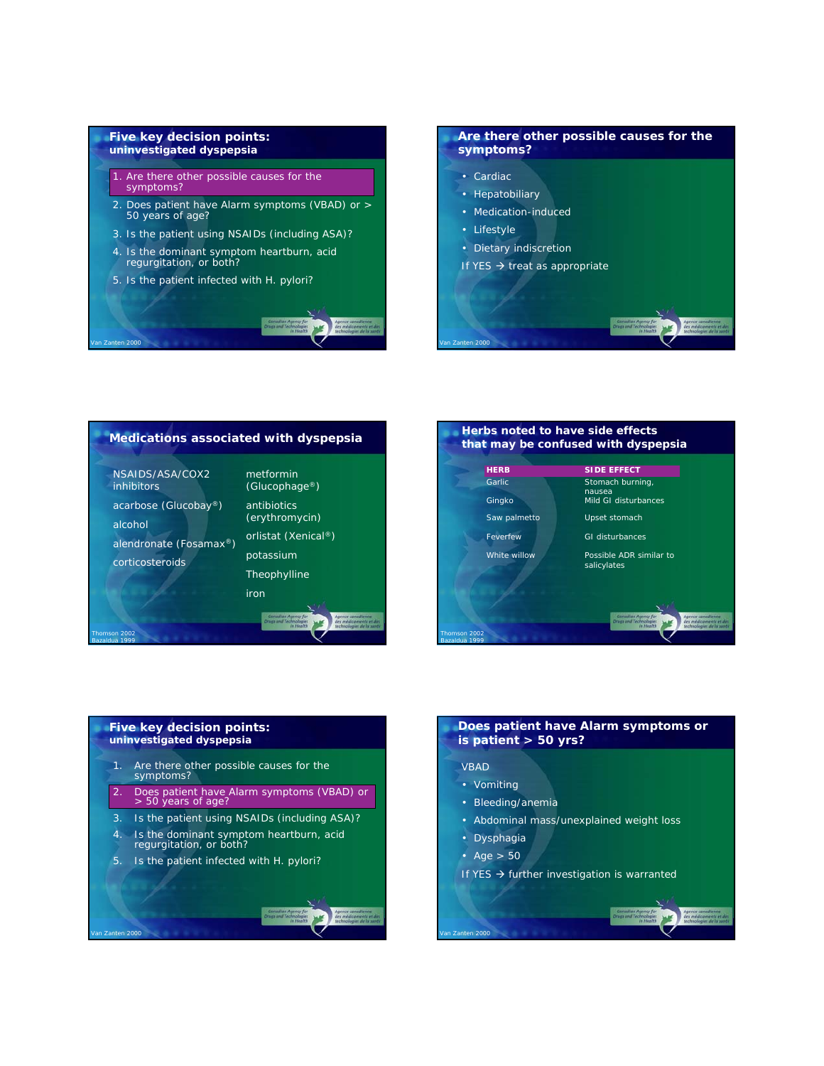## Five key decision points: uninvestigated dyspepsia

1. Are there other possible causes for the symptoms?
2. Does patient have Alarm symptoms (VBAD) or > 50 years of age?
3. Is the patient using NSAIDs (including ASA)?
4. Is the dominant symptom heartburn, acid regurgitation, or both?
5. Is the patient infected with H. pylori?

Van Zanten 2000

## Are there other possible causes for the symptoms?

- Cardiac
- Hepatobiliary
- Medication-induced
- Lifestyle
- Dietary indiscretion

If YES → treat as appropriate

Van Zanten 2000

## Medications associated with dyspepsia

- NSAIDS/ASA/COX2 inhibitors
- acarbose (Glucobay®)
- alcohol
- alendronate (Fosamax®)
- corticosteroids
- metformin (Glucophage®)
- antibiotics (erythromycin)
- orlistat (Xenical®)
- potassium
- Theophylline
- iron

Thomson 2002
Bazaldua 1999

## Herbs noted to have side effects that may be confused with dyspepsia

| HERB | SIDE EFFECT |
|---|---|
| Garlic | Stomach burning, nausea |
| Gingko | Mild GI disturbances |
| Saw palmetto | Upset stomach |
| Feverfew | GI disturbances |
| White willow | Possible ADR similar to salicylates |

Thomson 2002
Bazaldua 1999

## Five key decision points: uninvestigated dyspepsia

1. Are there other possible causes for the symptoms?
2. Does patient have Alarm symptoms (VBAD) or > 50 years of age?
3. Is the patient using NSAIDs (including ASA)?
4. Is the dominant symptom heartburn, acid regurgitation, or both?
5. Is the patient infected with H. pylori?

Van Zanten 2000

## Does patient have Alarm symptoms or is patient > 50 yrs?

VBAD

- Vomiting
- Bleeding/anemia
- Abdominal mass/unexplained weight loss
- Dysphagia
- Age > 50

If YES → further investigation is warranted

Van Zanten 2000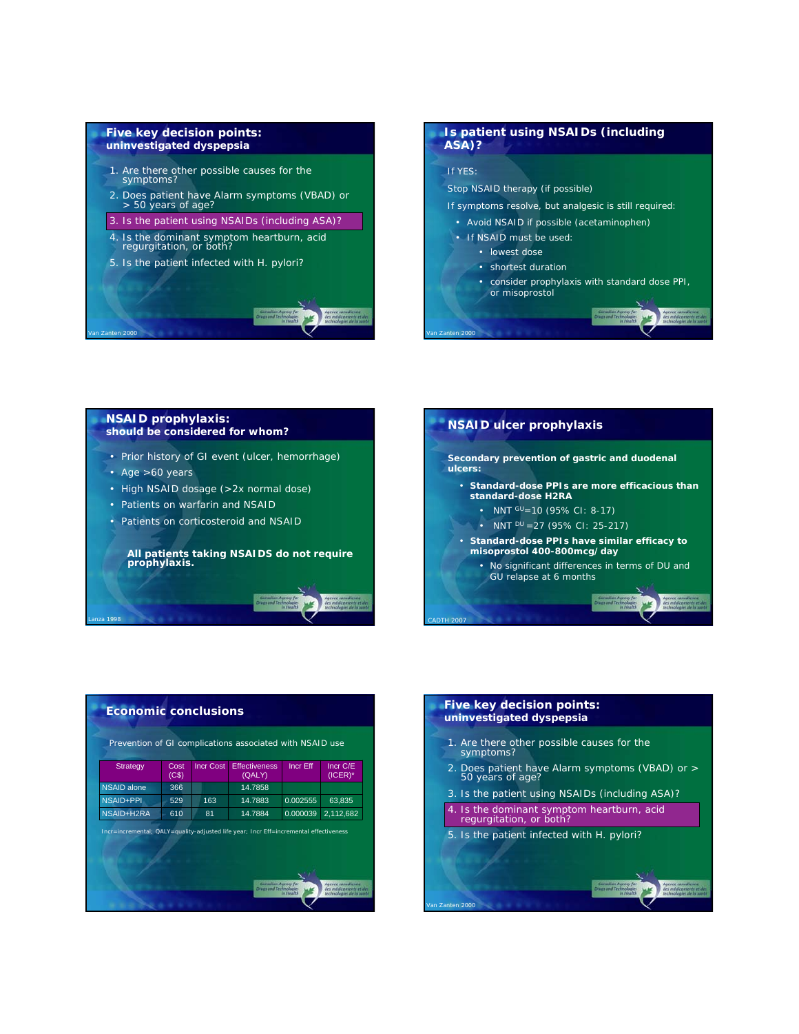## Five key decision points: uninvestigated dyspepsia

1. Are there other possible causes for the symptoms?
2. Does patient have Alarm symptoms (VBAD) or > 50 years of age?
3. **Is the patient using NSAIDs (including ASA)?**
4. Is the dominant symptom heartburn, acid regurgitation, or both?
5. Is the patient infected with H. pylori?

Van Zanten 2000

## Is patient using NSAIDs (including ASA)?

If YES:

Stop NSAID therapy (if possible)

If symptoms resolve, but analgesic is still required:

- Avoid NSAID if possible (acetaminophen)
- If NSAID must be used:
  - lowest dose
  - shortest duration
  - consider prophylaxis with standard dose PPI, or misoprostol

Van Zanten 2000

## NSAID prophylaxis: should be considered for whom?

- Prior history of GI event (ulcer, hemorrhage)
- Age >60 years
- High NSAID dosage (>2x normal dose)
- Patients on warfarin and NSAID
- Patients on corticosteroid and NSAID

**All patients taking NSAIDS do not require prophylaxis.**

Lanza 1998

## NSAID ulcer prophylaxis

**Secondary prevention of gastric and duodenal ulcers:**

- **Standard-dose PPIs are more efficacious than standard-dose H2RA**
  - NNT $^{GU}$=10 (95% CI: 8-17)
  - NNT $^{DU}$ =27 (95% CI: 25-217)
- **Standard-dose PPIs have similar efficacy to misoprostol 400-800mcg/day**
  - No significant differences in terms of DU and GU relapse at 6 months

CADTH 2007

## Economic conclusions

Prevention of GI complications associated with NSAID use

| Strategy | Cost (C$) | Incr Cost | Effectiveness (QALY) | Incr Eff | Incr C/E (ICER)* |
|---|---|---|---|---|---|
| NSAID alone | 366 | | 14.7858 | | |
| NSAID+PPI | 529 | 163 | 14.7883 | 0.002555 | 63,835 |
| NSAID+H2RA | 610 | 81 | 14.7884 | 0.000039 | 2,112,682 |

Incr=incremental; QALY=quality-adjusted life year; Incr Eff=incremental effectiveness

## Five key decision points: uninvestigated dyspepsia

1. Are there other possible causes for the symptoms?
2. Does patient have Alarm symptoms (VBAD) or > 50 years of age?
3. Is the patient using NSAIDs (including ASA)?
4. **Is the dominant symptom heartburn, acid regurgitation, or both?**
5. Is the patient infected with H. pylori?

Van Zanten 2000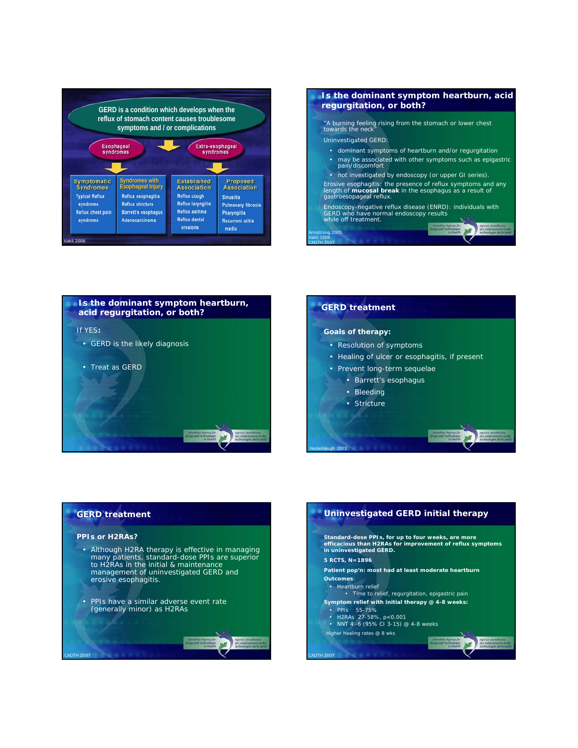## GERD is a condition which develops when the reflux of stomach content causes troublesome symptoms and / or complications

| Esophageal syndromes | | Extra-esophageal syndromes | |
|---|---|---|---|
| **Symptomatic Syndromes** | **Syndromes with Esophageal Injury** | **Established Association** | **Proposed Association** |
| Typical Reflux syndrome | Reflux esophagitis | Reflux cough | Sinusitis |
| Reflux chest pain syndrome | Reflux stricture | Reflux laryngitis | Pulmonary fibrosis |
| | Barrett's esophagus | Reflux asthma | Pharyngitis |
| | Adenocarcinoma | Reflux dental erosions | Recurrent otitis media |

Vakil 2006

## Is the dominant symptom heartburn, acid regurgitation, or both?

"A burning feeling rising from the stomach or lower chest towards the neck"

Uninvestigated GERD:

- dominant symptoms of heartburn and/or regurgitation
- may be associated with other symptoms such as epigastric pain/discomfort
- not investigated by endoscopy (or upper GI series).

Erosive esophagitis: the presence of reflux symptoms and any length of **mucosal break** in the esophagus as a result of gastroesopageal reflux.

Endoscopy-negative reflux disease (ENRD): individuals with GERD who have normal endoscopy results while off treatment.

Armstrong 2005
Vakil 2006
CADTH 2007

## Is the dominant symptom heartburn, acid regurgitation, or both?

If YES:

- GERD is the likely diagnosis
- Treat as GERD

## GERD treatment

**Goals of therapy:**

- Resolution of symptoms
- Healing of ulcer or esophagitis, if present
- Prevent long-term sequelae
  - Barrett's esophagus
  - Bleeding
  - Stricture

Heidelbaugh 2003

## GERD treatment

**PPIs or H2RAs?**

- Although H2RA therapy is effective in managing many patients, standard-dose PPIs are superior to H2RAs in the initial & maintenance management of uninvestigated GERD and erosive esophagitis.
- PPIs have a similar adverse event rate (generally minor) as H2RAs

CADTH 2007

## Uninvestigated GERD initial therapy

**Standard-dose PPIs, for up to four weeks, are more efficacious than H2RAs for improvement of reflux symptoms in uninvestigated GERD.**

**5 RCTS, N=1896**

**Patient pop'n: most had at least moderate heartburn**

**Outcomes**:

- Heartburn relief
  - Time to relief, regurgitation, epigastric pain

**Symptom relief with initial therapy @ 4-8 weeks:**

- PPIs 55-75%
- H2RAs 27-58%, p<0.001
- NNT 4 -6 (95% CI 3-15) @ 4-8 weeks

Higher healing rates @ 8 wks

CADTH 2007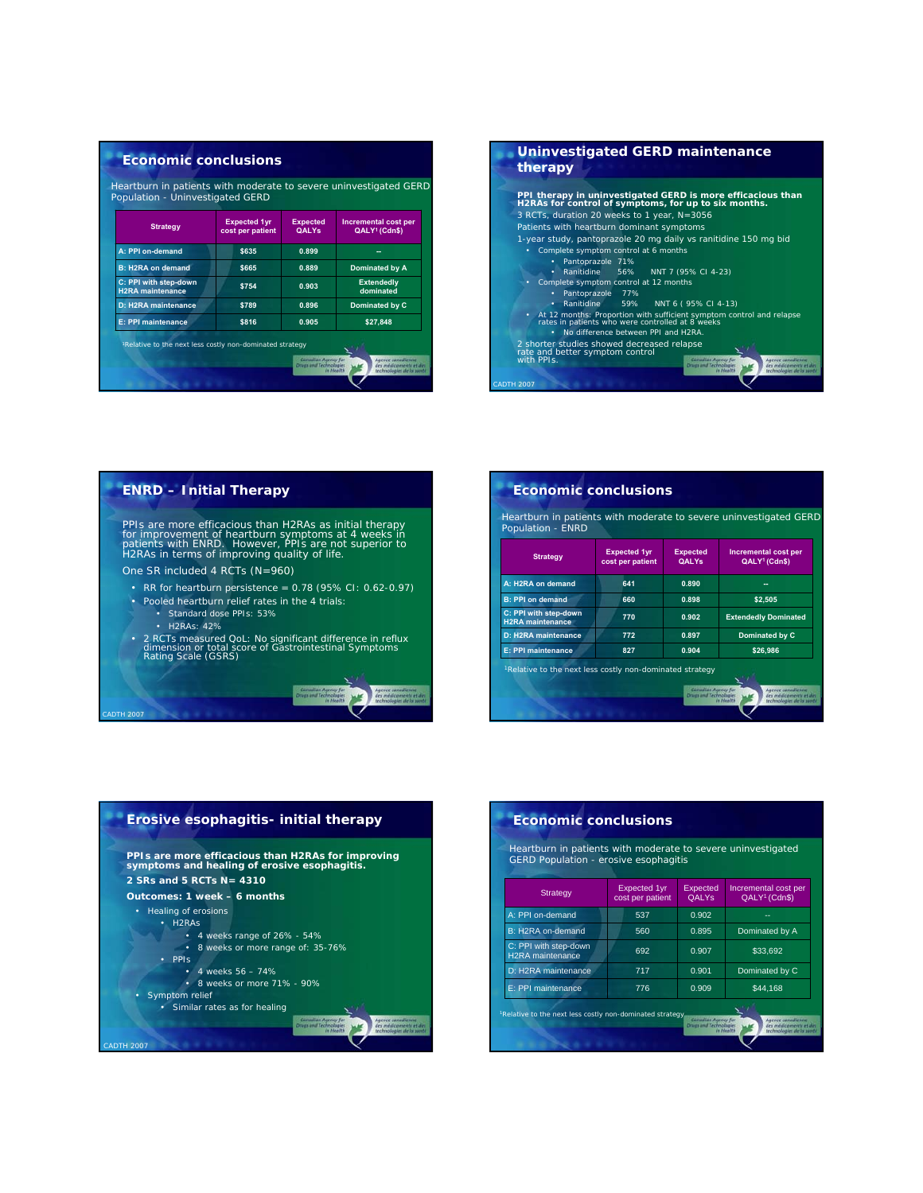## Economic conclusions

Heartburn in patients with moderate to severe uninvestigated GERD Population - Uninvestigated GERD

| Strategy | Expected 1yr cost per patient | Expected QALYs | Incremental cost per QALY[1] (Cdn$) |
|---|---|---|---|
| A: PPI on-demand | $635 | 0.899 | -- |
| B: H2RA on demand | $665 | 0.889 | Dominated by A |
| C: PPI with step-down H2RA maintenance | $754 | 0.903 | Extendedly dominated |
| D: H2RA maintenance | $789 | 0.896 | Dominated by C |
| E: PPI maintenance | $816 | 0.905 | $27,848 |

[1]Relative to the next less costly non-dominated strategy

## Uninvestigated GERD maintenance therapy

**PPI therapy in uninvestigated GERD is more efficacious than H2RAs for control of symptoms, for up to six months.**

3 RCTs, duration 20 weeks to 1 year, N=3056

Patients with heartburn dominant symptoms

1-year study, pantoprazole 20 mg daily vs ranitidine 150 mg bid

- Complete symptom control at 6 months
  - Pantoprazole 71%
  - Ranitidine 56% NNT 7 (95% CI 4-23)
- Complete symptom control at 12 months
  - Pantoprazole 77%
  - Ranitidine 59% NNT 6 ( 95% CI 4-13)
- At 12 months: Proportion with sufficient symptom control and relapse rates in patients who were controlled at 8 weeks
  - No difference between PPI and H2RA.

2 shorter studies showed decreased relapse rate and better symptom control with PPIs.

## ENRD – Initial Therapy

PPIs are more efficacious than H2RAs as initial therapy for improvement of heartburn symptoms at 4 weeks in patients with ENRD. However, PPIs are not superior to H2RAs in terms of improving quality of life.

One SR included 4 RCTs (N=960)

- RR for heartburn persistence = 0.78 (95% CI: 0.62-0.97)
- Pooled heartburn relief rates in the 4 trials:
  - Standard dose PPIs: 53%
  - H2RAs: 42%
- 2 RCTs measured QoL: No significant difference in reflux dimension or total score of Gastrointestinal Symptoms Rating Scale (GSRS)

## Economic conclusions

Heartburn in patients with moderate to severe uninvestigated GERD Population - ENRD

| Strategy | Expected 1yr cost per patient | Expected QALYs | Incremental cost per QALY[1] (Cdn$) |
|---|---|---|---|
| A: H2RA on demand | 641 | 0.890 | -- |
| B: PPI on demand | 660 | 0.898 | $2,505 |
| C: PPI with step-down H2RA maintenance | 770 | 0.902 | Extendedly Dominated |
| D: H2RA maintenance | 772 | 0.897 | Dominated by C |
| E: PPI maintenance | 827 | 0.904 | $26,986 |

[1]Relative to the next less costly non-dominated strategy

## Erosive esophagitis- initial therapy

**PPIs are more efficacious than H2RAs for improving symptoms and healing of erosive esophagitis.**

**2 SRs and 5 RCTs N= 4310**

**Outcomes: 1 week – 6 months**

- Healing of erosions
  - H2RAs
    - 4 weeks range of 26% - 54%
    - 8 weeks or more range of: 35-76%
  - PPIs
    - 4 weeks 56 – 74%
    - 8 weeks or more 71% - 90%
- Symptom relief
  - Similar rates as for healing

## Economic conclusions

Heartburn in patients with moderate to severe uninvestigated GERD Population - erosive esophagitis

| Strategy | Expected 1yr cost per patient | Expected QALYs | Incremental cost per QALY[1] (Cdn$) |
|---|---|---|---|
| A: PPI on-demand | 537 | 0.902 | -- |
| B: H2RA on-demand | 560 | 0.895 | Dominated by A |
| C: PPI with step-down H2RA maintenance | 692 | 0.907 | $33,692 |
| D: H2RA maintenance | 717 | 0.901 | Dominated by C |
| E: PPI maintenance | 776 | 0.909 | $44,168 |

[1]Relative to the next less costly non-dominated strategy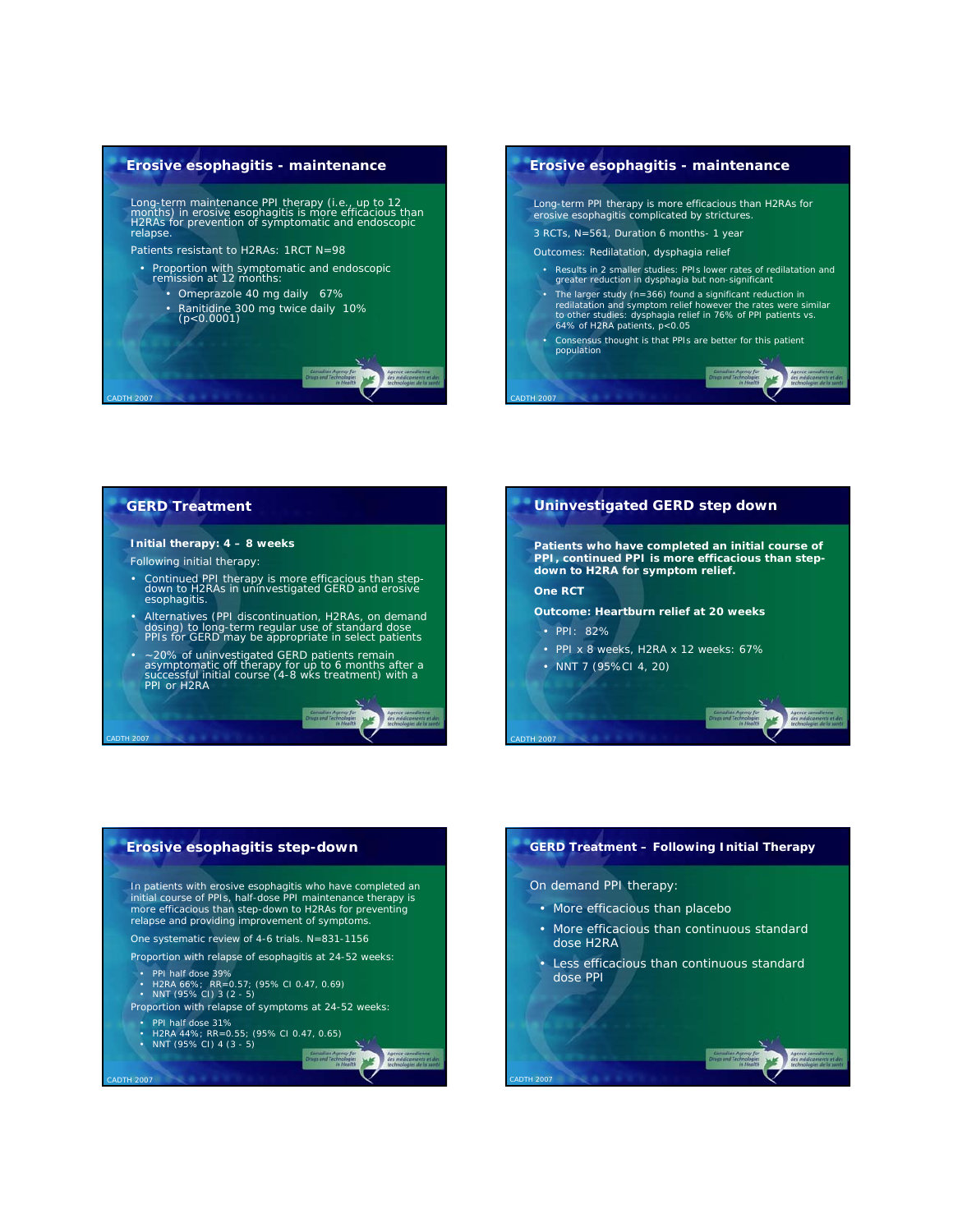## Erosive esophagitis - maintenance

Long-term maintenance PPI therapy (i.e., up to 12 months) in erosive esophagitis is more efficacious than H2RAs for prevention of symptomatic and endoscopic relapse.

Patients resistant to H2RAs: 1RCT N=98

- Proportion with symptomatic and endoscopic remission at 12 months:
  - Omeprazole 40 mg daily 67%
  - Ranitidine 300 mg twice daily 10% ($p<0.0001$)

## Erosive esophagitis - maintenance

Long-term PPI therapy is more efficacious than H2RAs for erosive esophagitis complicated by strictures.

3 RCTs, N=561, Duration 6 months- 1 year

Outcomes: Redilatation, dysphagia relief

- Results in 2 smaller studies: PPIs lower rates of redilatation and greater reduction in dysphagia but non-significant
- The larger study (n=366) found a significant reduction in redilatation and symptom relief however the rates were similar to other studies: dysphagia relief in 76% of PPI patients vs. 64% of H2RA patients, $p<0.05$
- Consensus thought is that PPIs are better for this patient population

## GERD Treatment

**Initial therapy: 4 – 8 weeks**

Following initial therapy:

- Continued PPI therapy is more efficacious than step-down to H2RAs in uninvestigated GERD and erosive esophagitis.
- Alternatives (PPI discontinuation, H2RAs, on demand dosing) to long-term regular use of standard dose PPIs for GERD may be appropriate in select patients
- ~20% of uninvestigated GERD patients remain asymptomatic off therapy for up to 6 months after a successful initial course (4-8 wks treatment) with a PPI or H2RA

## Uninvestigated GERD step down

**Patients who have completed an initial course of PPI, continued PPI is more efficacious than step-down to H2RA for symptom relief.**

**One RCT**

**Outcome: Heartburn relief at 20 weeks**

- PPI: 82%
- PPI x 8 weeks, H2RA x 12 weeks: 67%
- NNT 7 (95%CI 4, 20)

## Erosive esophagitis step-down

In patients with erosive esophagitis who have completed an initial course of PPIs, half-dose PPI maintenance therapy is more efficacious than step-down to H2RAs for preventing relapse and providing improvement of symptoms.

One systematic review of 4-6 trials. N=831-1156

Proportion with relapse of esophagitis at 24-52 weeks:

- PPI half dose 39%
- H2RA 66%; RR=0.57; (95% CI 0.47, 0.69)
- NNT (95% CI) 3 (2 - 5)

Proportion with relapse of symptoms at 24-52 weeks:

- PPI half dose 31%
- H2RA 44%; RR=0.55; (95% CI 0.47, 0.65)
- NNT (95% CI) 4 (3 - 5)

## GERD Treatment – Following Initial Therapy

On demand PPI therapy:

- More efficacious than placebo
- More efficacious than continuous standard dose H2RA
- Less efficacious than continuous standard dose PPI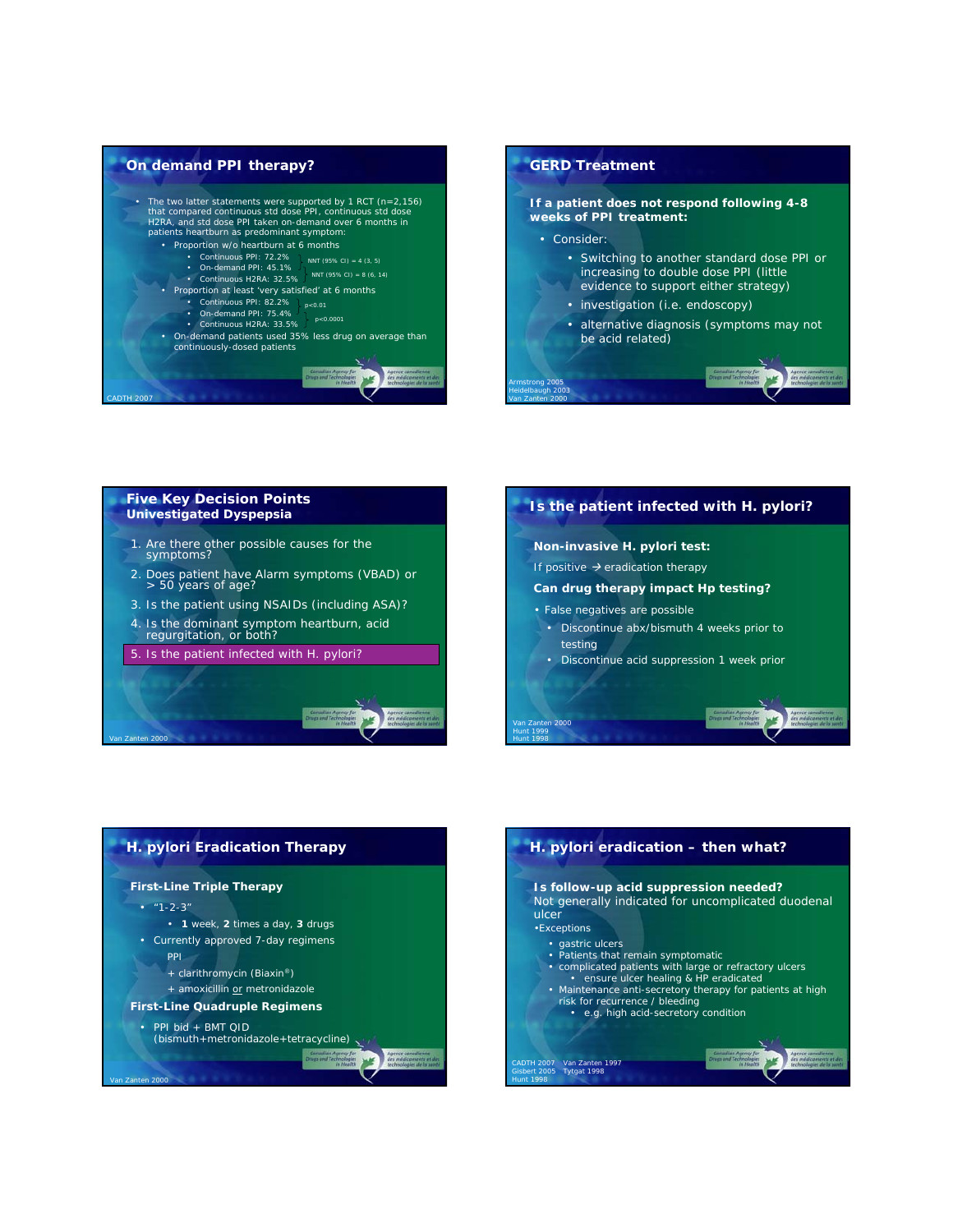## On demand PPI therapy?

- The two latter statements were supported by 1 RCT (n=2,156) that compared continuous std dose PPI, continuous std dose H2RA, and std dose PPI taken on-demand over 6 months in patients heartburn as predominant symptom:
  - Proportion w/o heartburn at 6 months
    - Continuous PPI: 72.2%
    - On-demand PPI: 45.1%
    - Continuous H2RA: 32.5%

    NNT (95% CI) = 4 (3, 5)

    NNT (95% CI) = 8 (6, 14)
  - Proportion at least 'very satisfied' at 6 months
    - Continuous PPI: 82.2%
    - On-demand PPI: 75.4%
    - Continuous H2RA: 33.5%

    $p<0.01$

    $p<0.0001$
  - On-demand patients used 35% less drug on average than continuously-dosed patients

CADTH 2007

## GERD Treatment

**If a patient does not respond following 4-8 weeks of PPI treatment:**

- Consider:
  - Switching to another standard dose PPI or increasing to double dose PPI (little evidence to support either strategy)
  - investigation (i.e. endoscopy)
  - alternative diagnosis (symptoms may not be acid related)

Armstrong 2005
Heidelbaugh 2003
Van Zanten 2000

## Five Key Decision Points Univestigated Dyspepsia

1. Are there other possible causes for the symptoms?
2. Does patient have Alarm symptoms (VBAD) or > 50 years of age?
3. Is the patient using NSAIDs (including ASA)?
4. Is the dominant symptom heartburn, acid regurgitation, or both?
5. Is the patient infected with H. pylori?

Van Zanten 2000

## Is the patient infected with H. pylori?

**Non-invasive H. pylori test:**

If positive → eradication therapy

**Can drug therapy impact Hp testing?**

- False negatives are possible
  - Discontinue abx/bismuth 4 weeks prior to testing
  - Discontinue acid suppression 1 week prior

Van Zanten 2000
Hunt 1999
Hunt 1998

## H. pylori Eradication Therapy

**First-Line Triple Therapy**

- "1-2-3"
  - **1** week, **2** times a day, **3** drugs
- Currently approved 7-day regimens
  - PPI
  - + clarithromycin (Biaxin®)
  - + amoxicillin or metronidazole

**First-Line Quadruple Regimens**

- PPI bid + BMT QID (bismuth+metronidazole+tetracycline)

Van Zanten 2000

## H. pylori eradication – then what?

**Is follow-up acid suppression needed?**
Not generally indicated for uncomplicated duodenal ulcer

- Exceptions
  - gastric ulcers
  - Patients that remain symptomatic
  - complicated patients with large or refractory ulcers
    - ensure ulcer healing & HP eradicated
  - Maintenance anti-secretory therapy for patients at high risk for recurrence / bleeding
    - e.g. high acid-secretory condition

CADTH 2007 Van Zanten 1997
Gisbert 2005 Tytgat 1998
Hunt 1998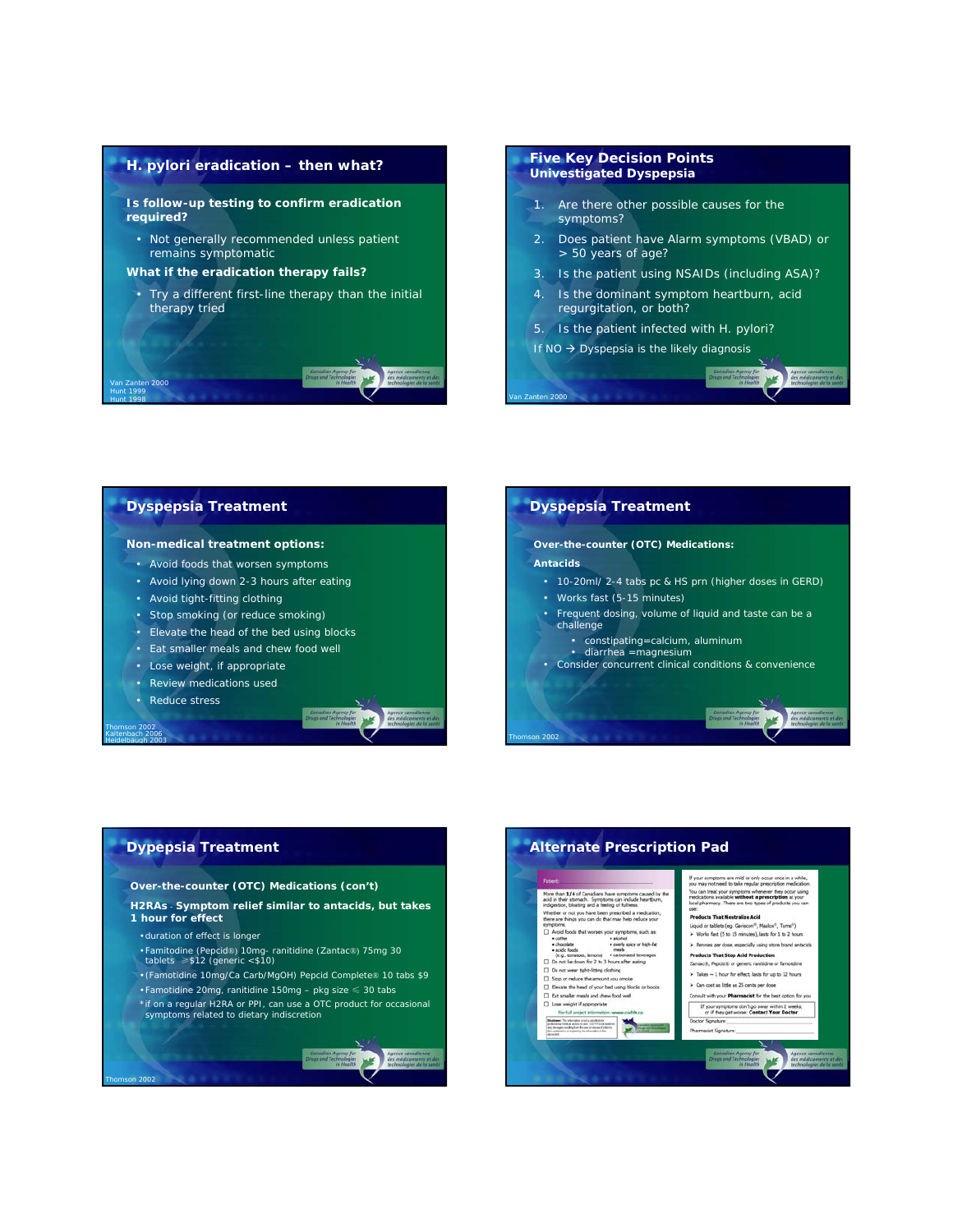## H. pylori eradication – then what?

**Is follow-up testing to confirm eradication required?**

- Not generally recommended unless patient remains symptomatic

**What if the eradication therapy fails?**

- Try a different first-line therapy than the initial therapy tried

Van Zanten 2000
Hunt 1999
Hunt 1998

## Five Key Decision Points
### Univestigated Dyspepsia

1. Are there other possible causes for the symptoms?
2. Does patient have Alarm symptoms (VBAD) or > 50 years of age?
3. Is the patient using NSAIDs (including ASA)?
4. Is the dominant symptom heartburn, acid regurgitation, or both?
5. Is the patient infected with H. pylori?

If NO → Dyspepsia is the likely diagnosis

Van Zanten 2000

## Dyspepsia Treatment

**Non-medical treatment options:**

- Avoid foods that worsen symptoms
- Avoid lying down 2-3 hours after eating
- Avoid tight-fitting clothing
- Stop smoking (or reduce smoking)
- Elevate the head of the bed using blocks
- Eat smaller meals and chew food well
- Lose weight, if appropriate
- Review medications used
- Reduce stress

Thomson 2002
Kaltenbach 2006
Heidelbaugh 2003

## Dyspepsia Treatment

**Over-the-counter (OTC) Medications:**

**Antacids**

- 10-20ml/ 2-4 tabs pc & HS prn (higher doses in GERD)
- Works fast (5-15 minutes)
- Frequent dosing, volume of liquid and taste can be a challenge
  - constipating=calcium, aluminum
  - diarrhea =magnesium
- Consider concurrent clinical conditions & convenience

Thomson 2002

## Dypepsia Treatment

**Over-the-counter (OTC) Medications (con't)**

**H2RAs - Symptom relief similar to antacids, but takes 1 hour for effect**

- duration of effect is longer
- Famotidine (Pepcid®) 10mg- ranitidine (Zantac®) 75mg 30 tablets ≥$12 (generic <$10)
- (Famotidine 10mg/Ca Carb/MgOH) Pepcid Complete® 10 tabs $9
- Famotidine 20mg, ranitidine 150mg – pkg size ≤ 30 tabs
- * if on a regular H2RA or PPI, can use a OTC product for occasional symptoms related to dietary indiscrection

Thomson 2002

## Alternate Prescription Pad

Patient:

More than 1/4 of Canadians have symptoms caused by the acid in their stomach. Symptoms can include heartburn, indigestion, bloating and a feeling of fullness.

Whether or not you have been prescribed a medication, there are things you can do that may help reduce your symptoms.

- ☐ Avoid foods that worsen your symptoms, such as:
  - coffee
  - chocolate
  - acidic foods (e.g. tomatoes, lemons)
  - alcohol
  - overly spicy or high-fat meals
  - carbonated beverages
- ☐ Do not lie down for 2 to 3 hours after eating
- ☐ Do not wear tight-fitting clothing
- ☐ Stop or reduce the amount you smoke
- ☐ Elevate the head of your bed using blocks or books
- ☐ Eat smaller meals and chew food well
- ☐ Lose weight if appropriate

For full project information: www.cadth.ca

If your symptoms are mild or only occur once in a while, you may not need to take regular prescription medication. You can treat your symptoms whenever they occur using medications available **without a prescription** at your local pharmacy. There are two types of products you can use:

**Products That Neutralize Acid**

Liquid or tablets (eg. Gaviscon®, Maalox®, Tums®)

- Works fast (5 to 15 minutes), lasts for 1 to 2 hours
- Pennies per dose, especially using store brand antacids

**Products That Stop Acid Production**

Zantac®, Pepcid® or generic ranitidine or famotidine

- Takes ~ 1 hour for effect, lasts for up to 12 hours
- Can cost as little as 25 cents per dose

Consult with your **Pharmacist** for the best option for you

If your symptoms don't go away within 2 weeks, or if they get worse: **Contact Your Doctor**

Doctor Signature:

Pharmacist Signature: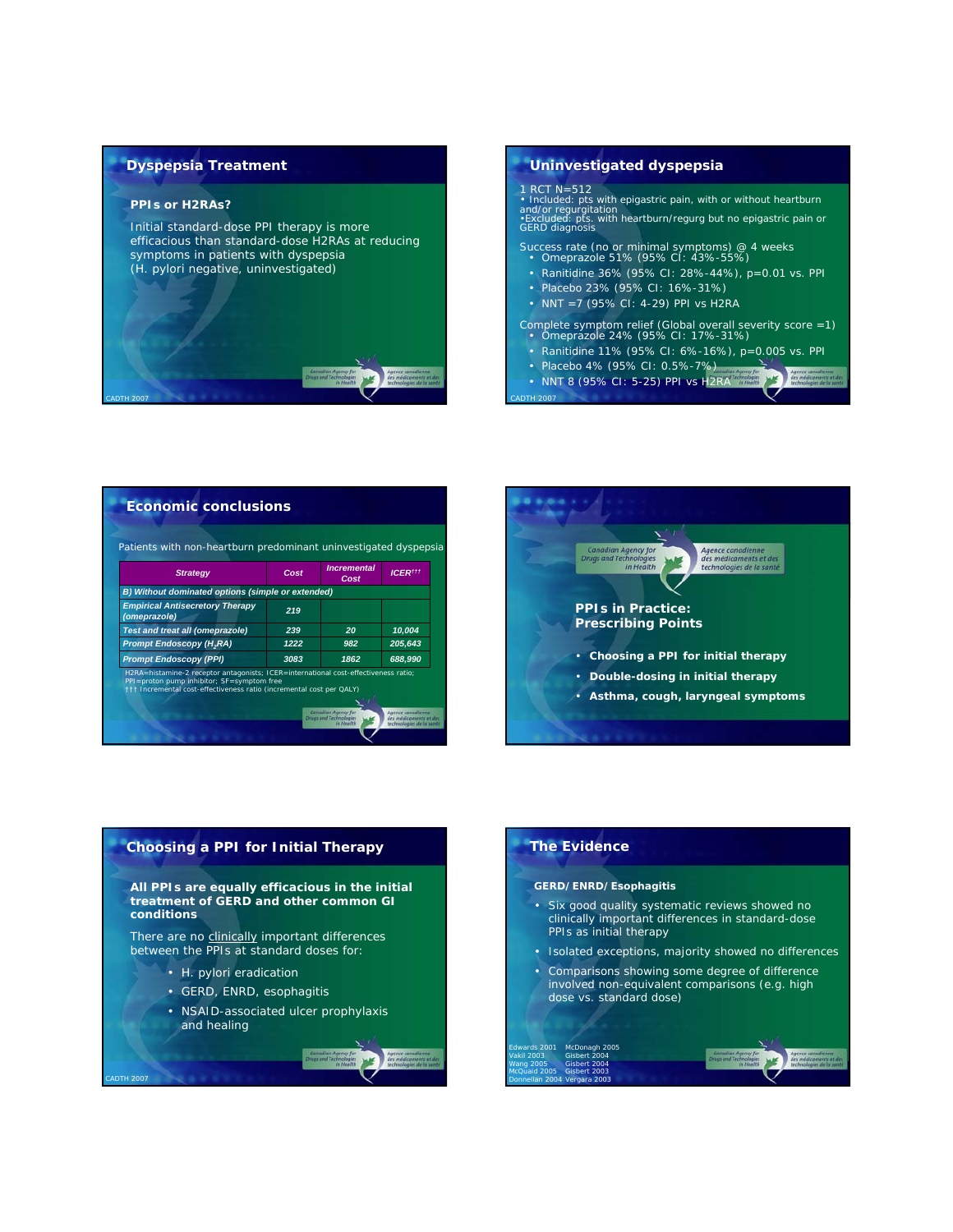## Dyspepsia Treatment

**PPIs or H2RAs?**

Initial standard-dose PPI therapy is more efficacious than standard-dose H2RAs at reducing symptoms in patients with dyspepsia (H. pylori negative, uninvestigated)

## Uninvestigated dyspepsia

1 RCT N=512

- Included: pts with epigastric pain, with or without heartburn and/or regurgitation
- Excluded: pts. with heartburn/regurg but no epigastric pain or GERD diagnosis

Success rate (no or minimal symptoms) @ 4 weeks

- Omeprazole 51% (95% CI: 43%-55%)
- Ranitidine 36% (95% CI: 28%-44%), p=0.01 vs. PPI
- Placebo 23% (95% CI: 16%-31%)
- NNT =7 (95% CI: 4-29) PPI vs H2RA

Complete symptom relief (Global overall severity score =1)

- Omeprazole 24% (95% CI: 17%-31%)
- Ranitidine 11% (95% CI: 6%-16%), p=0.005 vs. PPI
- Placebo 4% (95% CI: 0.5%-7%)
- NNT 8 (95% CI: 5-25) PPI vs H2RA

## Economic conclusions

Patients with non-heartburn predominant uninvestigated dyspepsia

| *Strategy* | *Cost* | *Incremental Cost* | *ICER†††* |
|---|---|---|---|
| *B) Without dominated options (simple or extended)* | | | |
| *Empirical Antisecretory Therapy (omeprazole)* | *219* | | |
| *Test and treat all (omeprazole)* | *239* | *20* | *10,004* |
| *Prompt Endoscopy ($H_2RA$)* | *1222* | *982* | *205,643* |
| *Prompt Endoscopy (PPI)* | *3083* | *1862* | *688,990* |

H2RA=histamine-2 receptor antagonists; ICER=international cost-effectiveness ratio; PPI=proton pump inhibitor; SF=symptom free
††† Incremental cost-effectiveness ratio (incremental cost per QALY)

## PPIs in Practice: Prescribing Points

- **Choosing a PPI for initial therapy**
- **Double-dosing in initial therapy**
- **Asthma, cough, laryngeal symptoms**

## Choosing a PPI for Initial Therapy

**All PPIs are equally efficacious in the initial treatment of GERD and other common GI conditions**

There are no clinically important differences between the PPIs at standard doses for:

- H. pylori eradication
- GERD, ENRD, esophagitis
- NSAID-associated ulcer prophylaxis and healing

## The Evidence

**GERD/ENRD/Esophagitis**

- Six good quality systematic reviews showed no clinically important differences in standard-dose PPIs as initial therapy
- Isolated exceptions, majority showed no differences
- Comparisons showing some degree of difference involved non-equivalent comparisons (e.g. high dose vs. standard dose)

Edwards 2001, Vakil 2003, Wang 2005, McQuaid 2005, Donnellan 2004, McDonagh 2005, Gisbert 2004, Gisbert 2004, Gisbert 2003, Vergara 2003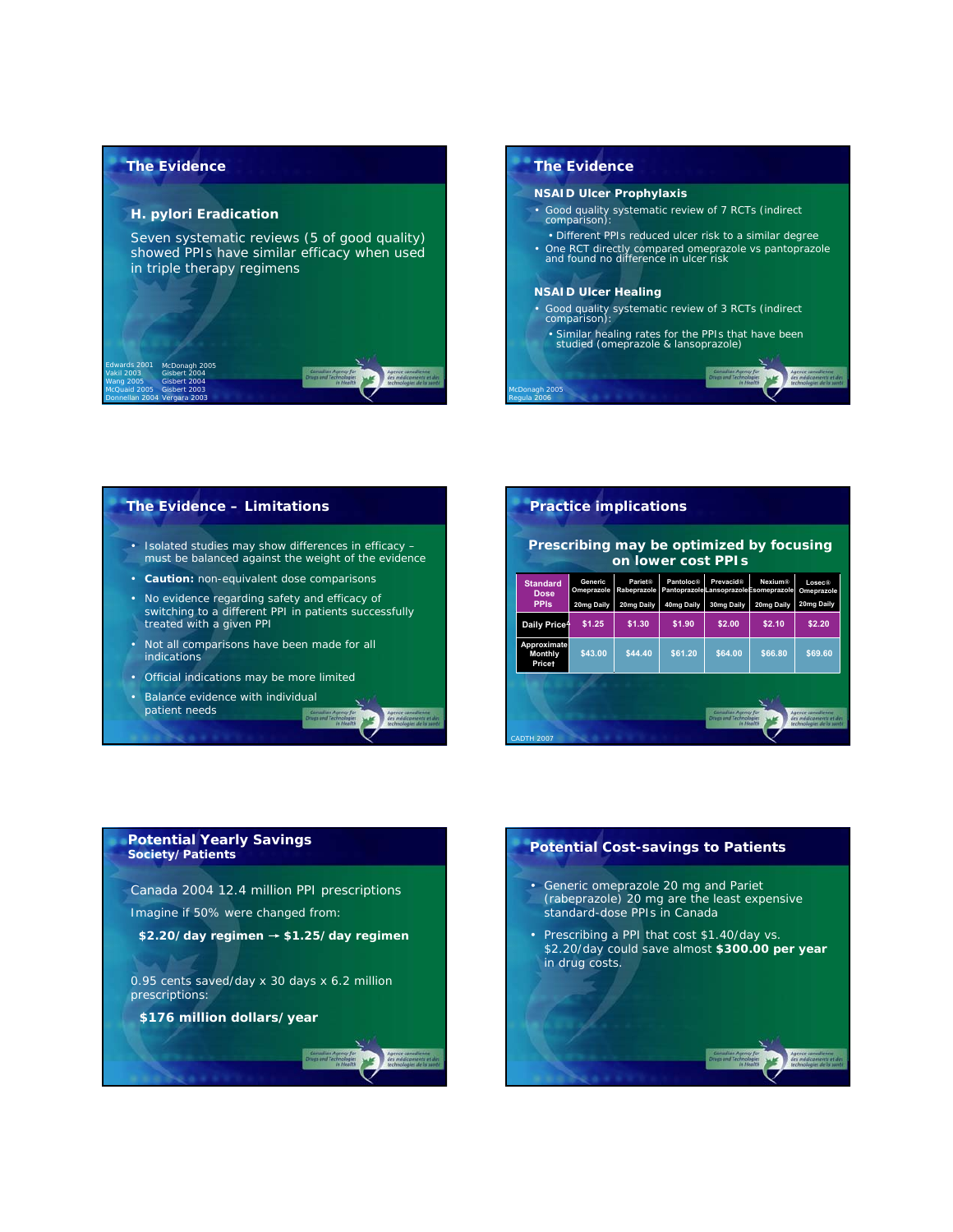## The Evidence

### H. pylori Eradication

Seven systematic reviews (5 of good quality) showed PPIs have similar efficacy when used in triple therapy regimens

Edwards 2001, Vakil 2003, Wang 2005, McQuaid 2005, Donnellan 2004, McDonagh 2005, Gisbert 2004, Gisbert 2004, Gisbert 2003, Vergara 2003

## The Evidence

### NSAID Ulcer Prophylaxis

- Good quality systematic review of 7 RCTs (indirect comparison):
  - Different PPIs reduced ulcer risk to a similar degree
- One RCT directly compared omeprazole vs pantoprazole and found no difference in ulcer risk

### NSAID Ulcer Healing

- Good quality systematic review of 3 RCTs (indirect comparison):
  - Similar healing rates for the PPIs that have been studied (omeprazole & lansoprazole)

McDonagh 2005, Regula 2006

## The Evidence – Limitations

- Isolated studies may show differences in efficacy – must be balanced against the weight of the evidence
- **Caution:** non-equivalent dose comparisons
- No evidence regarding safety and efficacy of switching to a different PPI in patients successfully treated with a given PPI
- Not all comparisons have been made for all indications
- Official indications may be more limited
- Balance evidence with individual patient needs

## Practice implications

**Prescribing may be optimized by focusing on lower cost PPIs**

| Standard Dose PPIs | Generic Omeprazole 20mg Daily | Pariet® Rabeprazole 20mg Daily | Pantoloc® Pantoprazole 40mg Daily | Prevacid® Lansoprazole 30mg Daily | Nexium® Esomeprazole 20mg Daily | Losec® Omeprazole 20mg Daily |
|---|---|---|---|---|---|---|
| Daily Price[‡] | $1.25 | $1.30 | $1.90 | $2.00 | $2.10 | $2.20 |
| Approximate Monthly Price† | $43.00 | $44.40 | $61.20 | $64.00 | $66.80 | $69.60 |

CADTH 2007

## Potential Yearly Savings Society/Patients

Canada 2004 12.4 million PPI prescriptions

Imagine if 50% were changed from:

**$2.20/day regimen → $1.25/day regimen**

0.95 cents saved/day x 30 days x 6.2 million prescriptions:

**$176 million dollars/year**

## Potential Cost-savings to Patients

- Generic omeprazole 20 mg and Pariet (rabeprazole) 20 mg are the least expensive standard-dose PPIs in Canada
- Prescribing a PPI that cost $1.40/day vs. $2.20/day could save almost **$300.00 per year** in drug costs.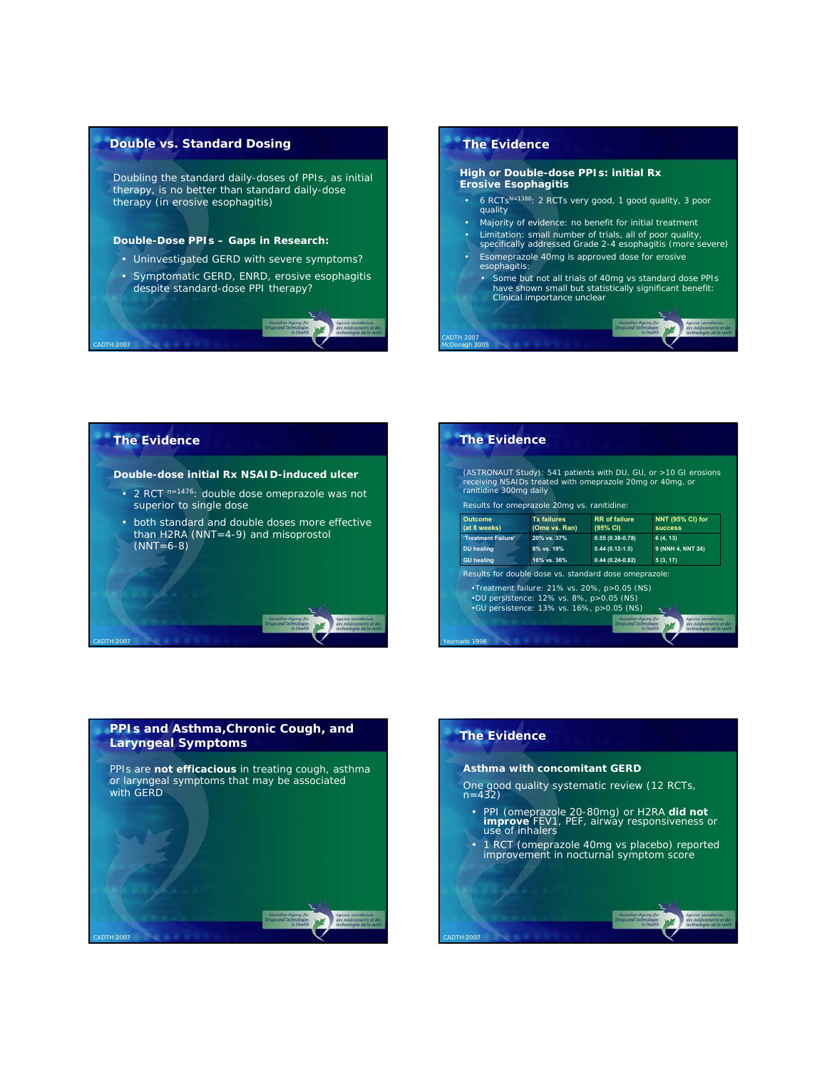## Double vs. Standard Dosing

Doubling the standard daily-doses of PPIs, as initial therapy, is no better than standard daily-dose therapy (in erosive esophagitis)

**Double-Dose PPIs – Gaps in Research:**

- Uninvestigated GERD with severe symptoms?
- Symptomatic GERD, ENRD, erosive esophagitis despite standard-dose PPI therapy?

CADTH 2007

## The Evidence

**High or Double-dose PPIs: initial Rx Erosive Esophagitis**

- 6 RCTs[N=1388]: 2 RCTs very good, 1 good quality, 3 poor quality
- Majority of evidence: no benefit for initial treatment
- Limitation: small number of trials, all of poor quality, specifically addressed Grade 2-4 esophagitis (more severe)
- Esomeprazole 40mg is approved dose for erosive esophagitis:
  - Some but not all trials of 40mg vs standard dose PPIs have shown small but statistically significant benefit: Clinical importance unclear

CADTH 2007
McDonagh 2005

## The Evidence

**Double-dose initial Rx NSAID-induced ulcer**

- 2 RCT [n=1476]: double dose omeprazole was not superior to single dose
- both standard and double doses more effective than H2RA (NNT=4-9) and misoprostol (NNT=6-8)

CADTH 2007

## The Evidence

(ASTRONAUT Study): 541 patients with DU, GU, or >10 GI erosions receiving NSAIDs treated with omeprazole 20mg or 40mg, or ranitidine 300mg daily

Results for omeprazole 20mg vs. ranitidine:

| Outcome (at 8 weeks) | Tx failures (Ome vs. Ran) | RR of failure (95% CI) | NNT (95% CI) for success |
|---|---|---|---|
| 'Treatment Failure' | 20% vs. 37% | 0.55 (0.38-0.78) | 6 (4, 13) |
| DU healing | 8% vs. 19% | 0.44 (0.12-1.5) | 9 (NNH 4, NNT 24) |
| GU healing | 16% vs. 36% | 0.44 (0.24-0.82) | 5 (3, 17) |

Results for double dose vs. standard dose omeprazole:

- Treatment failure: 21% vs. 20%, p>0.05 (NS)
- DU persistence: 12% vs. 8%, p>0.05 (NS)
- GU persistence: 13% vs. 16%, p>0.05 (NS)

Yeomans 1998

## PPIs and Asthma,Chronic Cough, and Laryngeal Symptoms

PPIs are **not efficacious** in treating cough, asthma or laryngeal symptoms that may be associated with GERD

CADTH 2007

## The Evidence

**Asthma with concomitant GERD**

One good quality systematic review (12 RCTs, n=432)

- PPI (omeprazole 20-80mg) or H2RA **did not improve** FEV1, PEF, airway responsiveness or use of inhalers
- 1 RCT (omeprazole 40mg vs placebo) reported improvement in nocturnal symptom score

CADTH 2007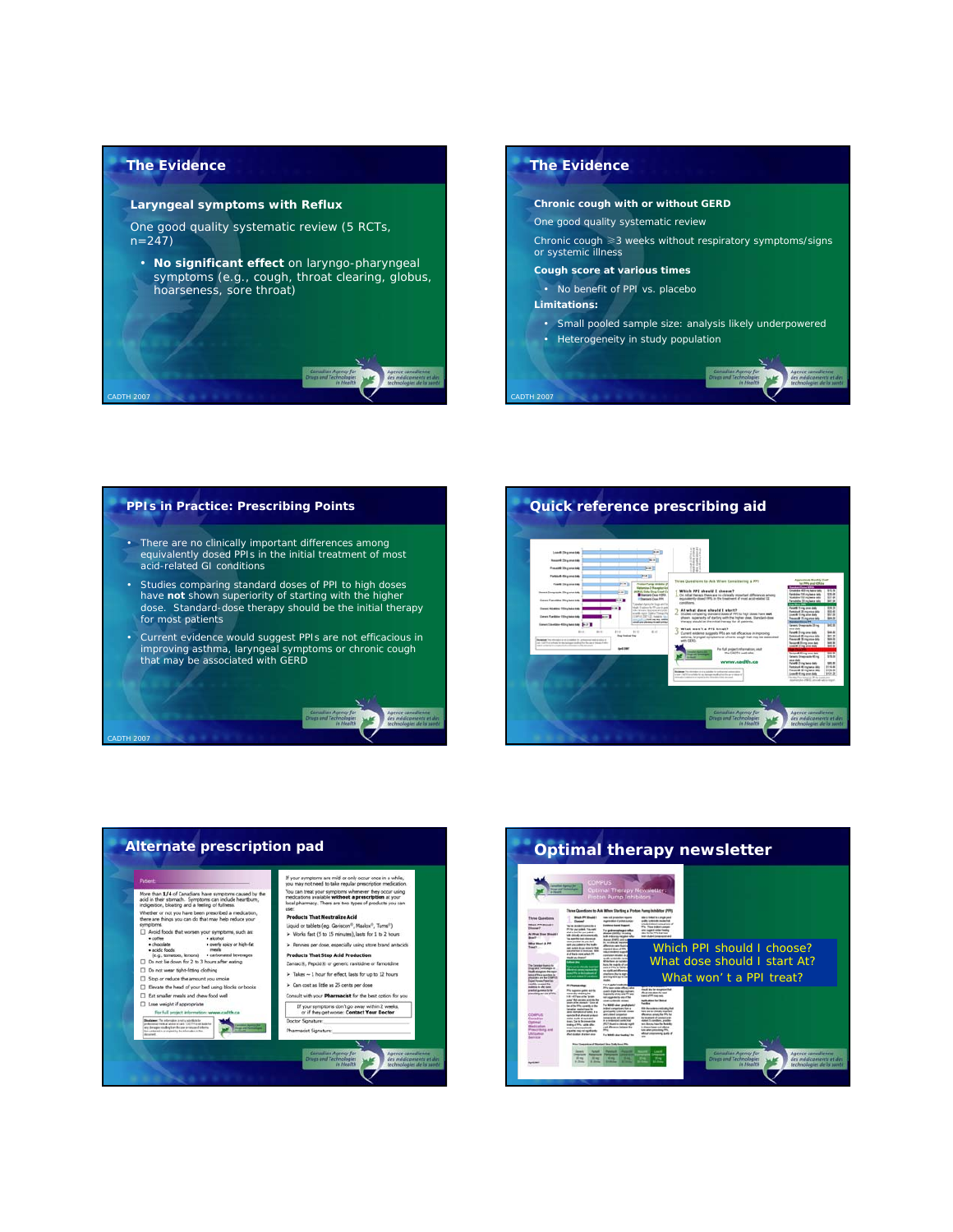## The Evidence

**Laryngeal symptoms with Reflux**

One good quality systematic review (5 RCTs, n=247)

- **No significant effect** on laryngo-pharyngeal symptoms (e.g., cough, throat clearing, globus, hoarseness, sore throat)

## The Evidence

**Chronic cough with or without GERD**

One good quality systematic review

Chronic cough ≥3 weeks without respiratory symptoms/signs or systemic illness

**Cough score at various times**

- No benefit of PPI vs. placebo

**Limitations:**

- Small pooled sample size: analysis likely underpowered
- Heterogeneity in study population

## PPIs in Practice: Prescribing Points

- There are no clinically important differences among equivalently dosed PPIs in the initial treatment of most acid-related GI conditions
- Studies comparing standard doses of PPI to high doses have **not** shown superiority of starting with the higher dose. Standard-dose therapy should be the initial therapy for most patients
- Current evidence would suggest PPIs are not efficacious in improving asthma, laryngeal symptoms or chronic cough that may be associated with GERD

## Quick reference prescribing aid

## Alternate prescription pad

## Optimal therapy newsletter

Which PPI should I choose?
What dose should I start At?
What won't a PPI treat?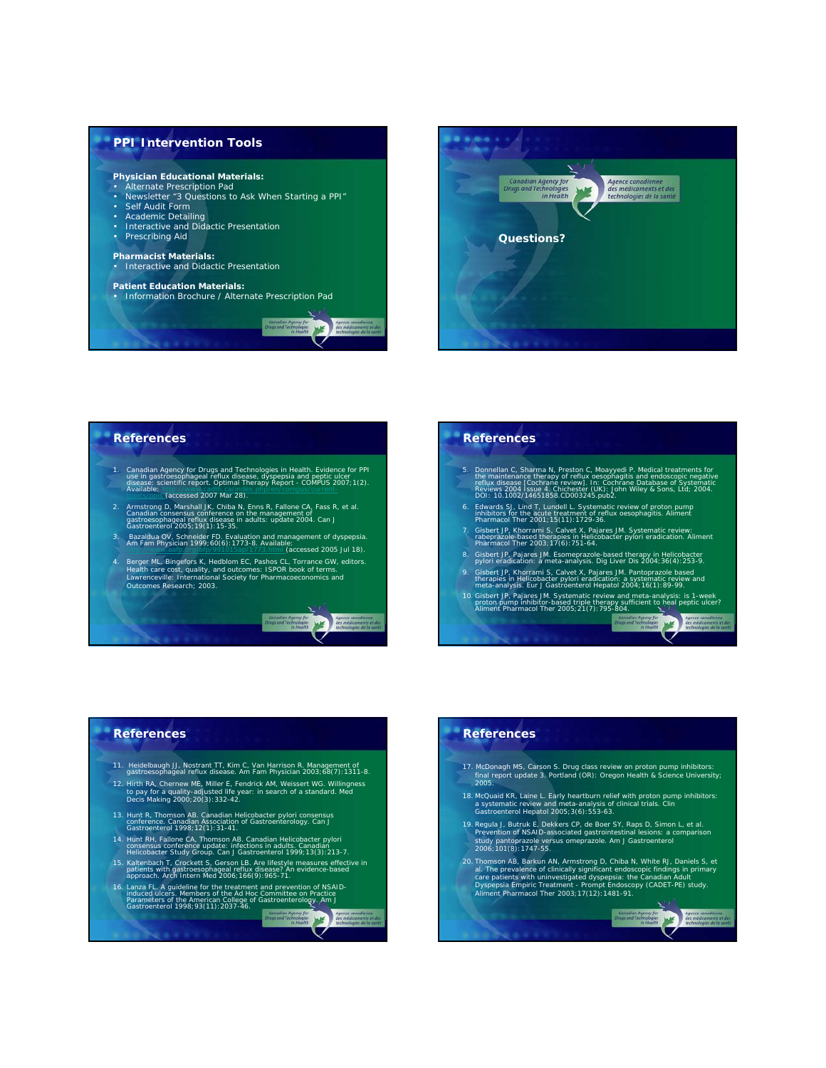## PPI Intervention Tools

**Physician Educational Materials:**

- Alternate Prescription Pad
- Newsletter "3 Questions to Ask When Starting a PPI"
- Self Audit Form
- Academic Detailing
- Interactive and Didactic Presentation
- Prescribing Aid

**Pharmacist Materials:**

- Interactive and Didactic Presentation

**Patient Education Materials:**

- Information Brochure / Alternate Prescription Pad

Canadian Agency for Drugs and Technologies in Health | Agence canadienne des médicaments et des technologies de la santé

**Questions?**

## References

1. Canadian Agency for Drugs and Technologies in Health. Evidence for PPI use in gastroesophageal reflux disease, dyspepsia and peptic ulcer disease: scientific report. Optimal Therapy Report - COMPUS 2007;1(2). Available: http://www.cadth.ca/index.php/en/compus/current-topics/ppis (accessed 2007 Mar 28).
2. Armstrong D, Marshall JK, Chiba N, Enns R, Fallone CA, Fass R, et al. Canadian consensus conference on the management of gastroesophageal reflux disease in adults: update 2004. Can J Gastroenterol 2005;19(1):15-35.
3. Bazaldua OV, Schneider FD. Evaluation and management of dyspepsia. Am Fam Physician 1999;60(6):1773-8. Available: http://www.aafp.org/afp/991015ap/1773.html (accessed 2005 Jul 18).
4. Berger ML, Bingefors K, Hedblom EC, Pashos CL, Torrance GW, editors. Health care cost, quality, and outcomes: ISPOR book of terms. Lawrenceville: International Society for Pharmacoeconomics and Outcomes Research; 2003.

## References

5. Donnellan C, Sharma N, Preston C, Moayyedi P. Medical treatments for the maintenance therapy of reflux oesophagitis and endoscopic negative reflux disease [Cochrane review]. In: Cochrane Database of Systematic Reviews 2004 Issue 4. Chichester (UK): John Wiley & Sons, Ltd; 2004. DOI: 10.1002/14651858.CD003245.pub2.
6. Edwards SJ, Lind T, Lundell L. Systematic review of proton pump inhibitors for the acute treatment of reflux oesophagitis. Aliment Pharmacol Ther 2001;15(11):1729-36.
7. Gisbert JP, Khorrami S, Calvet X, Pajares JM. Systematic review: rabeprazole-based therapies in Helicobacter pylori eradication. Aliment Pharmacol Ther 2003;17(6):751-64.
8. Gisbert JP, Pajares JM. Esomeprazole-based therapy in Helicobacter pylori eradication: a meta-analysis. Dig Liver Dis 2004;36(4):253-9.
9. Gisbert JP, Khorrami S, Calvet X, Pajares JM. Pantoprazole based therapies in Helicobacter pylori eradication: a systematic review and meta-analysis. Eur J Gastroenterol Hepatol 2004;16(1):89-99.
10. Gisbert JP, Pajares JM. Systematic review and meta-analysis: is 1-week proton pump inhibitor-based triple therapy sufficient to heal peptic ulcer? Aliment Pharmacol Ther 2005;21(7):795-804.

## References

11. Heidelbaugh JJ, Nostrant TT, Kim C, Van Harrison R. Management of gastroesophageal reflux disease. Am Fam Physician 2003;68(7):1311-8.
12. Hirth RA, Chernew ME, Miller E, Fendrick AM, Weissert WG. Willingness to pay for a quality-adjusted life year: in search of a standard. Med Decis Making 2000;20(3):332-42.
13. Hunt R, Thomson AB. Canadian Helicobacter pylori consensus conference. Canadian Association of Gastroenterology. Can J Gastroenterol 1998;12(1):31-41.
14. Hunt RH, Fallone CA, Thomson AB. Canadian Helicobacter pylori consensus conference update: infections in adults. Canadian Helicobacter Study Group. Can J Gastroenterol 1999;13(3):213-7.
15. Kaltenbach T, Crockett S, Gerson LB. Are lifestyle measures effective in patients with gastroesophageal reflux disease? An evidence-based approach. Arch Intern Med 2006;166(9):965-71.
16. Lanza FL. A guideline for the treatment and prevention of NSAID-induced ulcers. Members of the Ad Hoc Committee on Practice Parameters of the American College of Gastroenterology. Am J Gastroenterol 1998;93(11):2037-46.

## References

17. McDonagh MS, Carson S. Drug class review on proton pump inhibitors: final report update 3. Portland (OR): Oregon Health & Science University; 2005.
18. McQuaid KR, Laine L. Early heartburn relief with proton pump inhibitors: a systematic review and meta-analysis of clinical trials. Clin Gastroenterol Hepatol 2005;3(6):553-63.
19. Regula J, Butruk E, Dekkers CP, de Boer SY, Raps D, Simon L, et al. Prevention of NSAID-associated gastrointestinal lesions: a comparison study pantoprazole versus omeprazole. Am J Gastroenterol 2006;101(8):1747-55.
20. Thomson AB, Barkun AN, Armstrong D, Chiba N, White RJ, Daniels S, et al. The prevalence of clinically significant endoscopic findings in primary care patients with uninvestigated dyspepsia: the Canadian Adult Dyspepsia Empiric Treatment - Prompt Endoscopy (CADET-PE) study. Aliment Pharmacol Ther 2003;17(12):1481-91.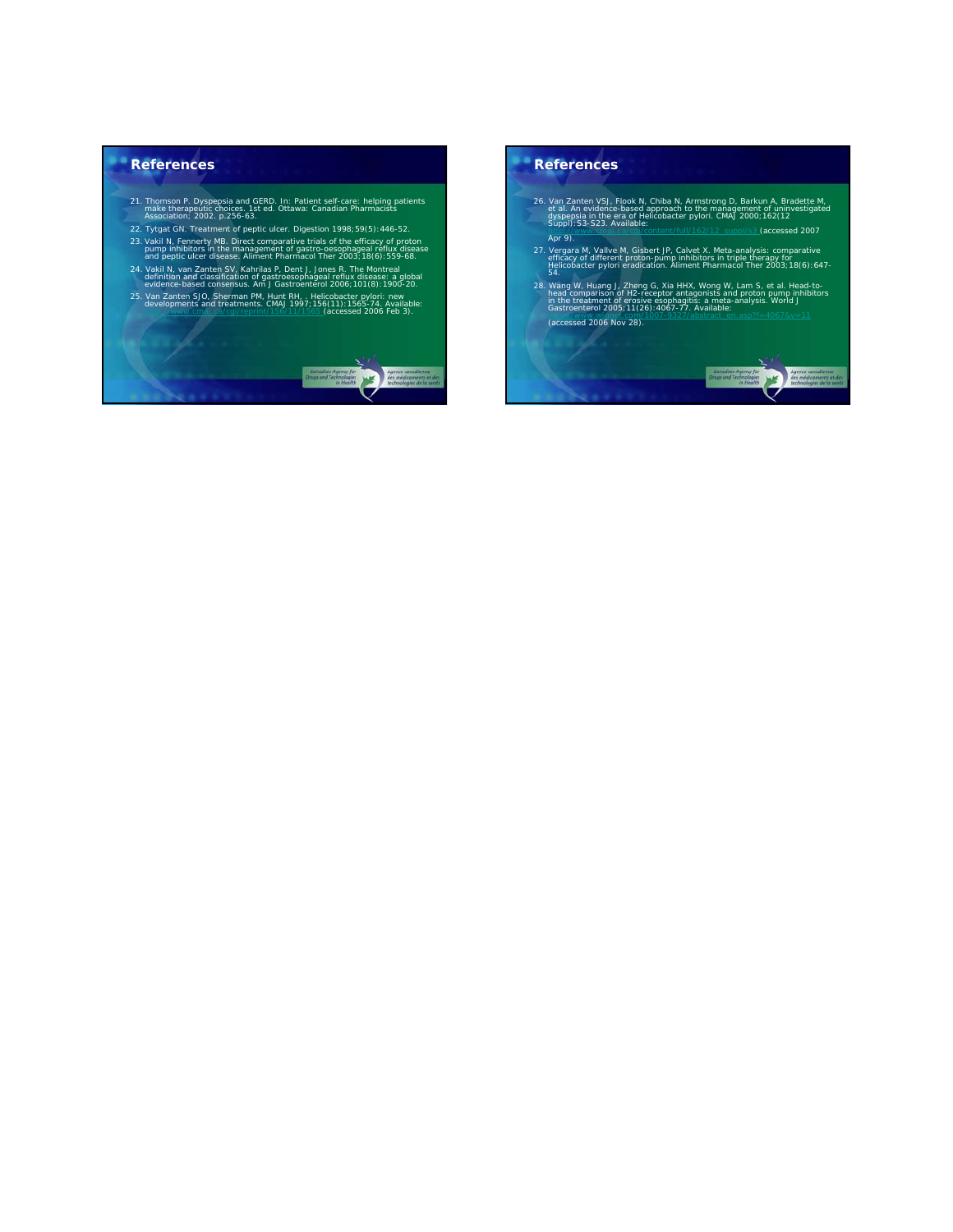## References

21. Thomson P. Dyspepsia and GERD. In: Patient self-care: helping patients make therapeutic choices. 1st ed. Ottawa: Canadian Pharmacists Association; 2002. p.256-63.
22. Tytgat GN. Treatment of peptic ulcer. Digestion 1998;59(5):446-52.
23. Vakil N, Fennerty MB. Direct comparative trials of the efficacy of proton pump inhibitors in the management of gastro-oesophageal reflux disease and peptic ulcer disease. Aliment Pharmacol Ther 2003;18(6):559-68.
24. Vakil N, van Zanten SV, Kahrilas P, Dent J, Jones R. The Montreal definition and classification of gastroesophageal reflux disease: a global evidence-based consensus. Am J Gastroenterol 2006;101(8):1900-20.
25. Van Zanten SJO, Sherman PM, Hunt RH, . Helicobacter pylori: new developments and treatments. CMAJ 1997;156(11):1565-74. Available: http://www.cmaj.ca/cgi/reprint/156/11/1565 (accessed 2006 Feb 3).

## References

26. Van Zanten VSJ, Flook N, Chiba N, Armstrong D, Barkun A, Bradette M, et al. An evidence-based approach to the management of uninvestigated dyspepsia in the era of Helicobacter pylori. CMAJ 2000;162(12 Suppl):S3-S23. Available: http://www.cmaj.ca/cgi/content/full/162/12_suppl/s3 (accessed 2007 Apr 9).
27. Vergara M, Vallve M, Gisbert JP, Calvet X. Meta-analysis: comparative efficacy of different proton-pump inhibitors in triple therapy for Helicobacter pylori eradication. Aliment Pharmacol Ther 2003;18(6):647-54.
28. Wang W, Huang J, Zheng G, Xia HHX, Wong W, Lam S, et al. Head-to-head comparison of H2-receptor antagonists and proton pump inhibitors in the treatment of erosive esophagitis: a meta-analysis. World J Gastroenterol 2005;11(26):4067-77. Available: http://www.wjgnet.com/1007-9327/abstract_en.asp?f=4067&v=11 (accessed 2006 Nov 28).